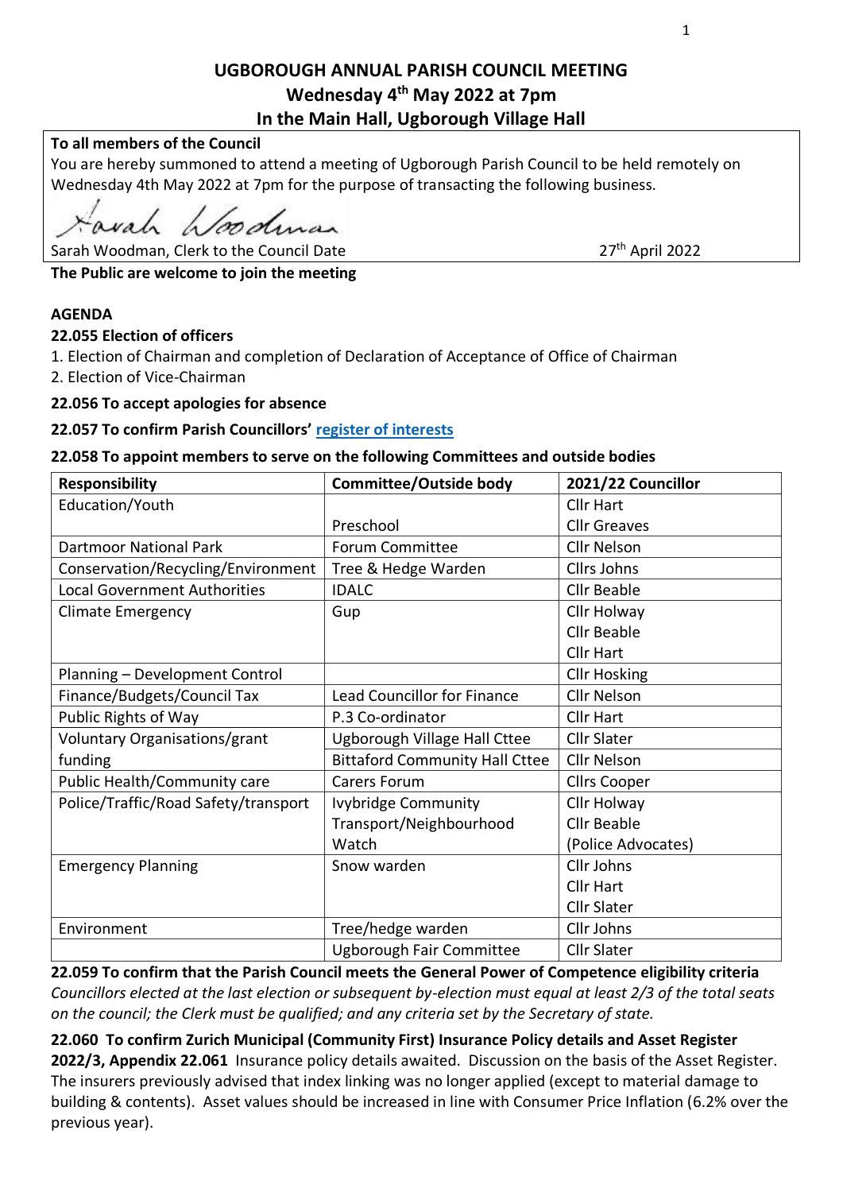# UGBOROUGH ANNUAL PARISH COUNCIL MEETING
## Wednesday 4th May 2022 at 7pm
## In the Main Hall, Ugborough Village Hall

**To all members of the Council**

You are hereby summoned to attend a meeting of Ugborough Parish Council to be held remotely on Wednesday 4th May 2022 at 7pm for the purpose of transacting the following business.

Sarah Woodman

Sarah Woodman, Clerk to the Council Date 27th April 2022

**The Public are welcome to join the meeting**

**AGENDA**

**22.055 Election of officers**

1. Election of Chairman and completion of Declaration of Acceptance of Office of Chairman
2. Election of Vice-Chairman

**22.056 To accept apologies for absence**

**22.057 To confirm Parish Councillors' register of interests**

**22.058 To appoint members to serve on the following Committees and outside bodies**

| Responsibility | Committee/Outside body | 2021/22 Councillor |
|---|---|---|
| Education/Youth | | Cllr Hart |
| | Preschool | Cllr Greaves |
| Dartmoor National Park | Forum Committee | Cllr Nelson |
| Conservation/Recycling/Environment | Tree & Hedge Warden | Cllrs Johns |
| Local Government Authorities | IDALC | Cllr Beable |
| Climate Emergency | Gup | Cllr Holway<br>Cllr Beable<br>Cllr Hart |
| Planning – Development Control | | Cllr Hosking |
| Finance/Budgets/Council Tax | Lead Councillor for Finance | Cllr Nelson |
| Public Rights of Way | P.3 Co-ordinator | Cllr Hart |
| Voluntary Organisations/grant funding | Ugborough Village Hall Cttee | Cllr Slater |
| | Bittaford Community Hall Cttee | Cllr Nelson |
| Public Health/Community care | Carers Forum | Cllrs Cooper |
| Police/Traffic/Road Safety/transport | Ivybridge Community Transport/Neighbourhood Watch | Cllr Holway<br>Cllr Beable<br>(Police Advocates) |
| Emergency Planning | Snow warden | Cllr Johns<br>Cllr Hart<br>Cllr Slater |
| Environment | Tree/hedge warden | Cllr Johns |
| | Ugborough Fair Committee | Cllr Slater |

**22.059 To confirm that the Parish Council meets the General Power of Competence eligibility criteria**
*Councillors elected at the last election or subsequent by-election must equal at least 2/3 of the total seats on the council; the Clerk must be qualified; and any criteria set by the Secretary of state.*

**22.060 To confirm Zurich Municipal (Community First) Insurance Policy details and Asset Register 2022/3, Appendix 22.061** Insurance policy details awaited. Discussion on the basis of the Asset Register. The insurers previously advised that index linking was no longer applied (except to material damage to building & contents). Asset values should be increased in line with Consumer Price Inflation (6.2% over the previous year).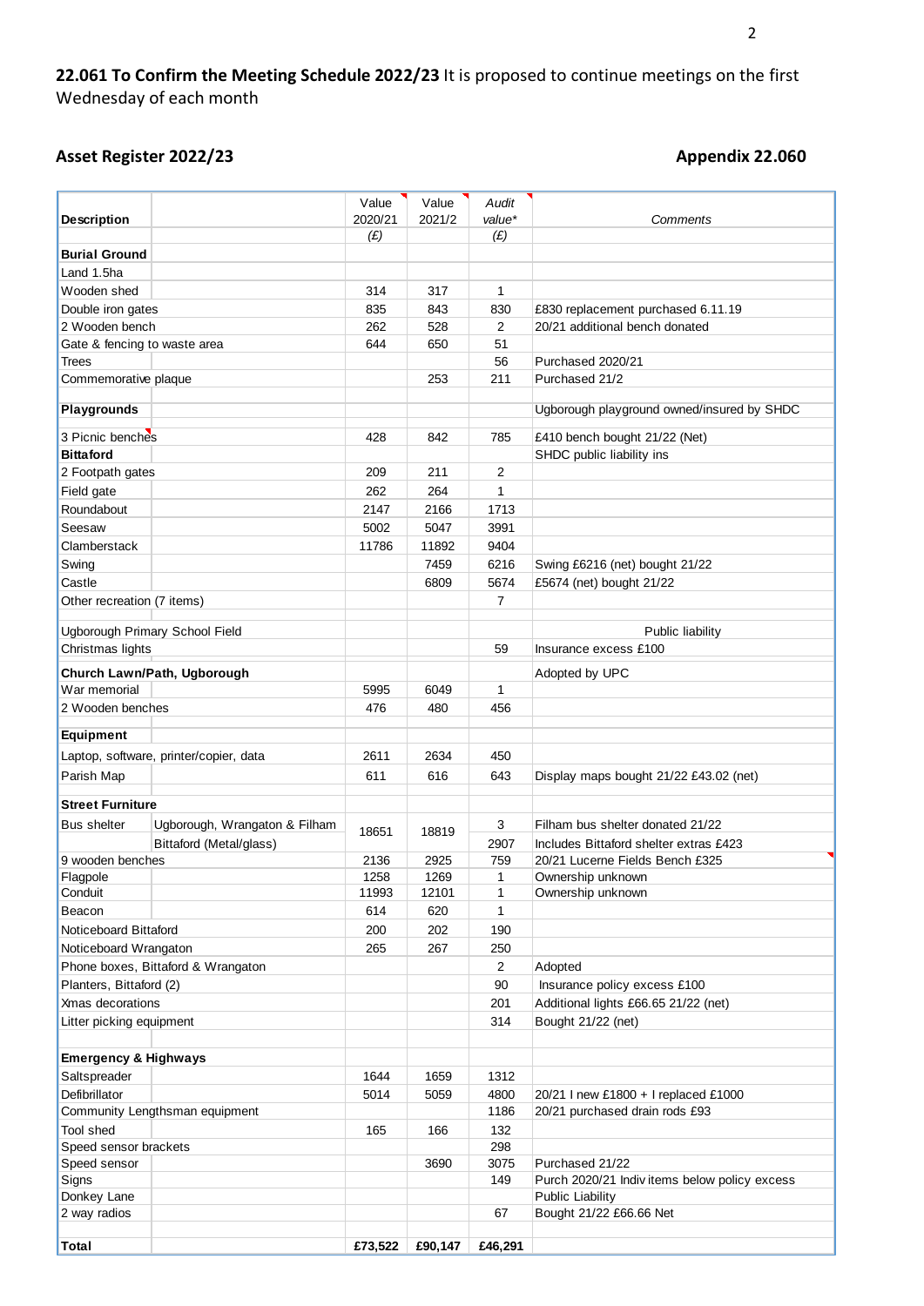**22.061 To Confirm the Meeting Schedule 2022/23** It is proposed to continue meetings on the first Wednesday of each month

## Asset Register 2022/23 — Appendix 22.060

| Description | | Value 2020/21 (£) | Value 2021/2 | *Audit value** (£) | *Comments* |
|---|---|---|---|---|---|
| **Burial Ground** | | | | | |
| Land 1.5ha | | | | | |
| Wooden shed | | 314 | 317 | 1 | |
| Double iron gates | | 835 | 843 | 830 | £830 replacement purchased 6.11.19 |
| 2 Wooden bench | | 262 | 528 | 2 | 20/21 additional bench donated |
| Gate & fencing to waste area | | 644 | 650 | 51 | |
| Trees | | | | 56 | Purchased 2020/21 |
| Commemorative plaque | | | 253 | 211 | Purchased 21/2 |
| **Playgrounds** | | | | | Ugborough playground owned/insured by SHDC |
| 3 Picnic benches | | 428 | 842 | 785 | £410 bench bought 21/22 (Net) |
| **Bittaford** | | | | | SHDC public liability ins |
| 2 Footpath gates | | 209 | 211 | 2 | |
| Field gate | | 262 | 264 | 1 | |
| Roundabout | | 2147 | 2166 | 1713 | |
| Seesaw | | 5002 | 5047 | 3991 | |
| Clamberstack | | 11786 | 11892 | 9404 | |
| Swing | | | 7459 | 6216 | Swing £6216 (net) bought 21/22 |
| Castle | | | 6809 | 5674 | £5674 (net) bought 21/22 |
| Other recreation (7 items) | | | | 7 | |
| Ugborough Primary School Field | | | | | Public liability |
| Christmas lights | | | | 59 | Insurance excess £100 |
| **Church Lawn/Path, Ugborough** | | | | | Adopted by UPC |
| War memorial | | 5995 | 6049 | 1 | |
| 2 Wooden benches | | 476 | 480 | 456 | |
| **Equipment** | | | | | |
| Laptop, software, printer/copier, data | | 2611 | 2634 | 450 | |
| Parish Map | | 611 | 616 | 643 | Display maps bought 21/22 £43.02 (net) |
| **Street Furniture** | | | | | |
| Bus shelter | Ugborough, Wrangaton & Filham | 18651 | 18819 | 3 | Filham bus shelter donated 21/22 |
| | Bittaford (Metal/glass) | | | 2907 | Includes Bittaford shelter extras £423 |
| 9 wooden benches | | 2136 | 2925 | 759 | 20/21 Lucerne Fields Bench £325 |
| Flagpole | | 1258 | 1269 | 1 | Ownership unknown |
| Conduit | | 11993 | 12101 | 1 | Ownership unknown |
| Beacon | | 614 | 620 | 1 | |
| Noticeboard Bittaford | | 200 | 202 | 190 | |
| Noticeboard Wrangaton | | 265 | 267 | 250 | |
| Phone boxes, Bittaford & Wrangaton | | | | 2 | Adopted |
| Planters, Bittaford (2) | | | | 90 | Insurance policy excess £100 |
| Xmas decorations | | | | 201 | Additional lights £66.65 21/22 (net) |
| Litter picking equipment | | | | 314 | Bought 21/22 (net) |
| **Emergency & Highways** | | | | | |
| Saltspreader | | 1644 | 1659 | 1312 | |
| Defibrillator | | 5014 | 5059 | 4800 | 20/21 I new £1800 + I replaced £1000 |
| Community Lengthsman equipment | | | | 1186 | 20/21 purchased drain rods £93 |
| Tool shed | | 165 | 166 | 132 | |
| Speed sensor brackets | | | | 298 | |
| Speed sensor | | | 3690 | 3075 | Purchased 21/22 |
| Signs | | | | 149 | Purch 2020/21 Indiv items below policy excess |
| Donkey Lane | | | | | Public Liability |
| 2 way radios | | | | 67 | Bought 21/22 £66.66 Net |
| **Total** | | **£73,522** | **£90,147** | **£46,291** | |